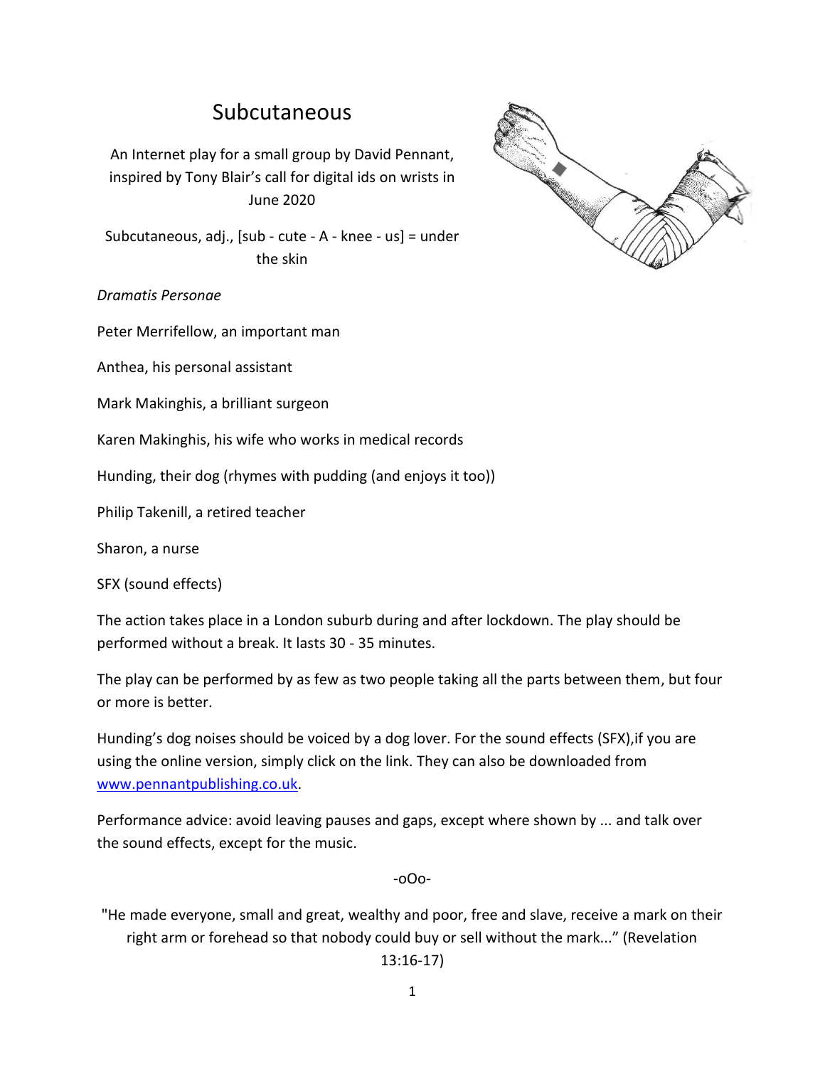# Subcutaneous

An Internet play for a small group by David Pennant, inspired by Tony Blair's call for digital ids on wrists in June 2020

Subcutaneous, adj., [sub - cute - A - knee - us] = under the skin

*Dramatis Personae*

Peter Merrifellow, an important man

Anthea, his personal assistant

Mark Makinghis, a brilliant surgeon

Karen Makinghis, his wife who works in medical records

Hunding, their dog (rhymes with pudding (and enjoys it too))

Philip Takenill, a retired teacher

Sharon, a nurse

SFX (sound effects)

The action takes place in a London suburb during and after lockdown. The play should be performed without a break. It lasts 30 - 35 minutes.

The play can be performed by as few as two people taking all the parts between them, but four or more is better.

Hunding's dog noises should be voiced by a dog lover. For the sound effects (SFX),if you are using the online version, simply click on the link. They can also be downloaded from [www.pennantpublishing.co.uk](www.pennantpublishing.co.uk).

Performance advice: avoid leaving pauses and gaps, except where shown by ... and talk over the sound effects, except for the music.

-oOo-

"He made everyone, small and great, wealthy and poor, free and slave, receive a mark on their right arm or forehead so that nobody could buy or sell without the mark..." (Revelation 13:16-17)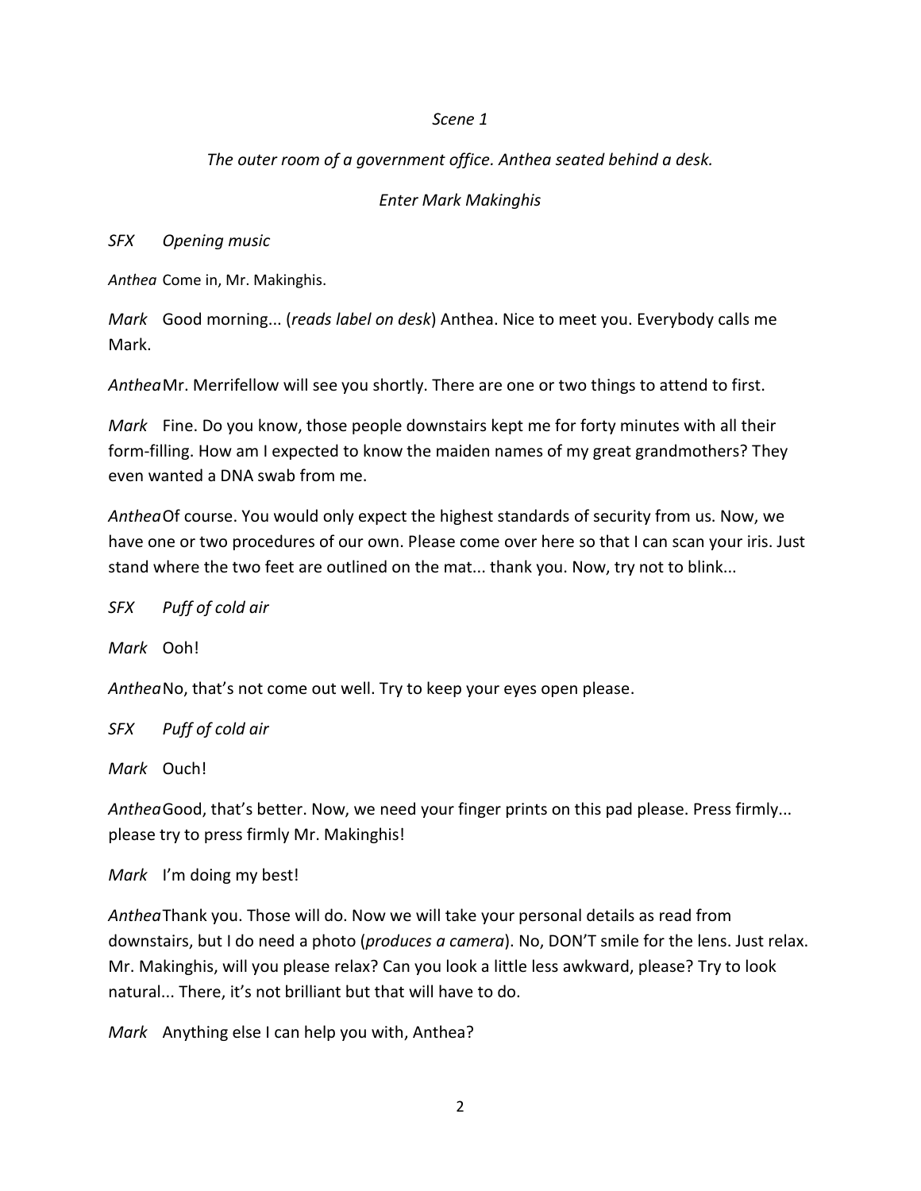*Scene 1*

*The outer room of a government office. Anthea seated behind a desk.*

*Enter Mark Makinghis*

*SFX* *Opening music*

*Anthea* Come in, Mr. Makinghis.

*Mark* Good morning... (*reads label on desk*) Anthea. Nice to meet you. Everybody calls me Mark.

*Anthea* Mr. Merrifellow will see you shortly. There are one or two things to attend to first.

*Mark* Fine. Do you know, those people downstairs kept me for forty minutes with all their form-filling. How am I expected to know the maiden names of my great grandmothers? They even wanted a DNA swab from me.

*Anthea* Of course. You would only expect the highest standards of security from us. Now, we have one or two procedures of our own. Please come over here so that I can scan your iris. Just stand where the two feet are outlined on the mat... thank you. Now, try not to blink...

*SFX* *Puff of cold air*

*Mark* Ooh!

*Anthea* No, that's not come out well. Try to keep your eyes open please.

*SFX* *Puff of cold air*

*Mark* Ouch!

*Anthea* Good, that's better. Now, we need your finger prints on this pad please. Press firmly... please try to press firmly Mr. Makinghis!

*Mark* I'm doing my best!

*Anthea* Thank you. Those will do. Now we will take your personal details as read from downstairs, but I do need a photo (*produces a camera*). No, DON'T smile for the lens. Just relax. Mr. Makinghis, will you please relax? Can you look a little less awkward, please? Try to look natural... There, it's not brilliant but that will have to do.

*Mark* Anything else I can help you with, Anthea?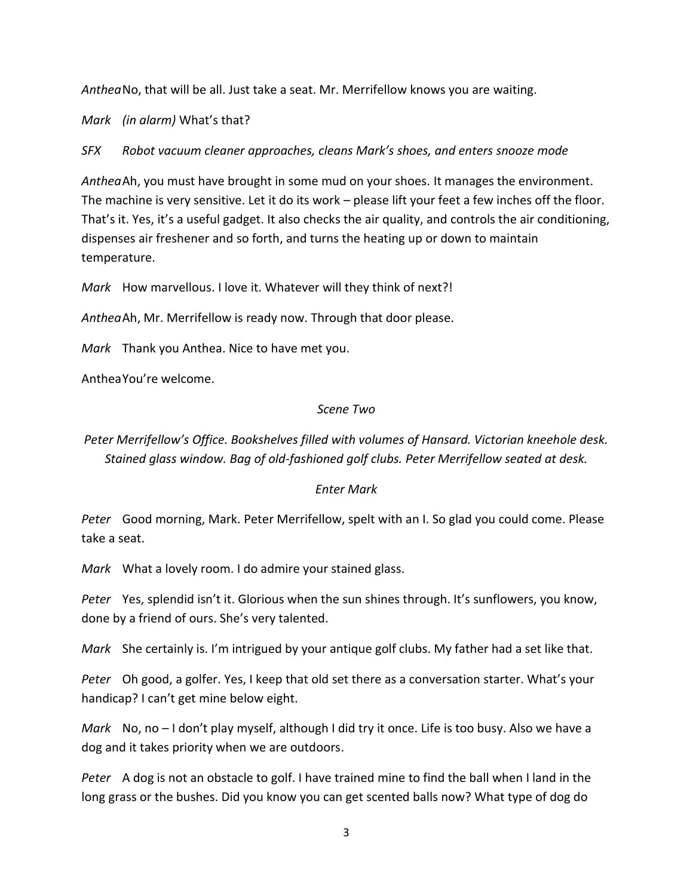*Anthea* No, that will be all. Just take a seat. Mr. Merrifellow knows you are waiting.

*Mark* *(in alarm)* What's that?

*SFX* *Robot vacuum cleaner approaches, cleans Mark's shoes, and enters snooze mode*

*Anthea* Ah, you must have brought in some mud on your shoes. It manages the environment. The machine is very sensitive. Let it do its work – please lift your feet a few inches off the floor. That's it. Yes, it's a useful gadget. It also checks the air quality, and controls the air conditioning, dispenses air freshener and so forth, and turns the heating up or down to maintain temperature.

*Mark* How marvellous. I love it. Whatever will they think of next?!

*Anthea* Ah, Mr. Merrifellow is ready now. Through that door please.

*Mark* Thank you Anthea. Nice to have met you.

Anthea You're welcome.

*Scene Two*

*Peter Merrifellow's Office. Bookshelves filled with volumes of Hansard. Victorian kneehole desk. Stained glass window. Bag of old-fashioned golf clubs. Peter Merrifellow seated at desk.*

*Enter Mark*

*Peter* Good morning, Mark. Peter Merrifellow, spelt with an I. So glad you could come. Please take a seat.

*Mark* What a lovely room. I do admire your stained glass.

*Peter* Yes, splendid isn't it. Glorious when the sun shines through. It's sunflowers, you know, done by a friend of ours. She's very talented.

*Mark* She certainly is. I'm intrigued by your antique golf clubs. My father had a set like that.

*Peter* Oh good, a golfer. Yes, I keep that old set there as a conversation starter. What's your handicap? I can't get mine below eight.

*Mark* No, no – I don't play myself, although I did try it once. Life is too busy. Also we have a dog and it takes priority when we are outdoors.

*Peter* A dog is not an obstacle to golf. I have trained mine to find the ball when I land in the long grass or the bushes. Did you know you can get scented balls now? What type of dog do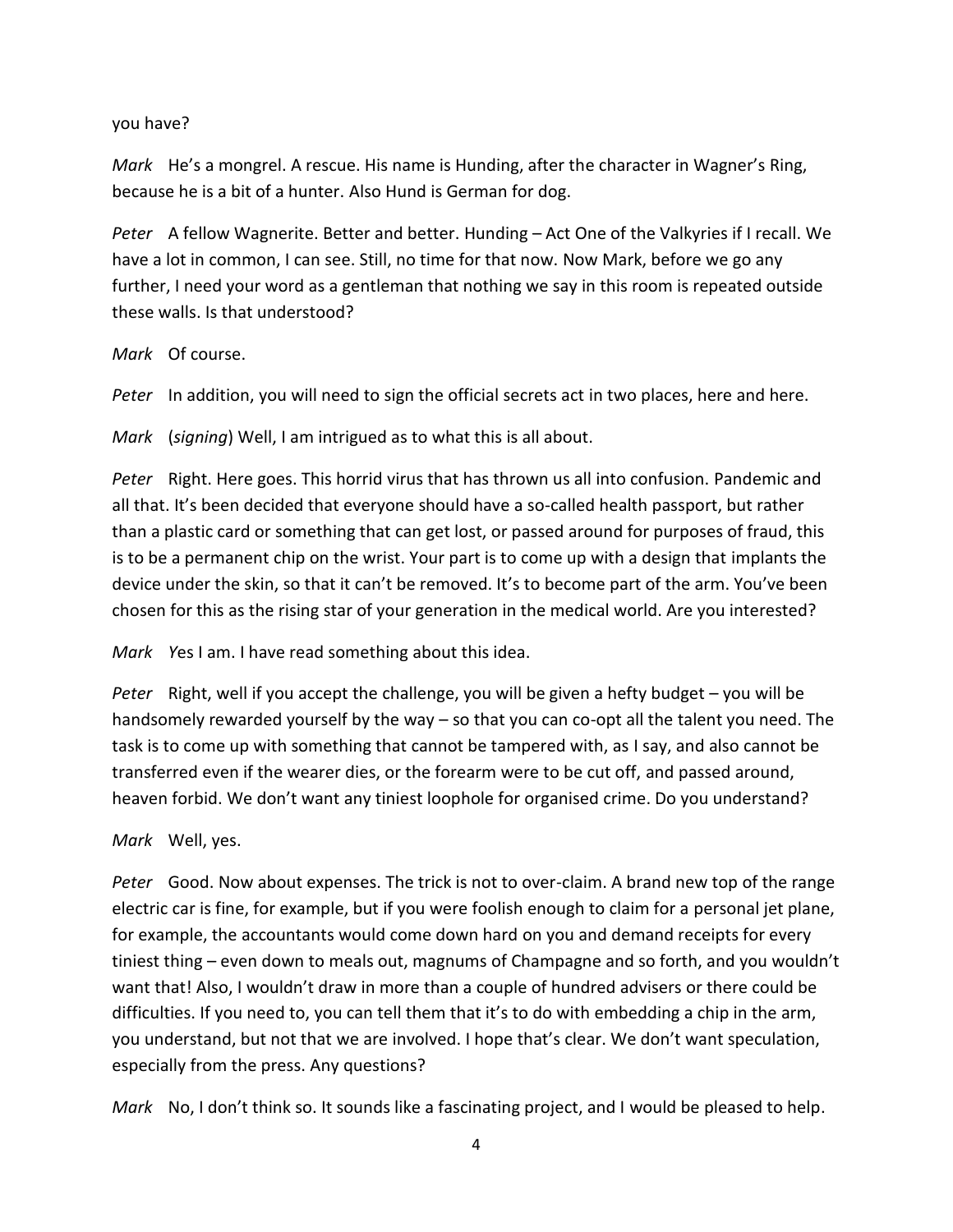you have?

*Mark* He's a mongrel. A rescue. His name is Hunding, after the character in Wagner's Ring, because he is a bit of a hunter. Also Hund is German for dog.

*Peter* A fellow Wagnerite. Better and better. Hunding – Act One of the Valkyries if I recall. We have a lot in common, I can see. Still, no time for that now. Now Mark, before we go any further, I need your word as a gentleman that nothing we say in this room is repeated outside these walls. Is that understood?

*Mark* Of course.

*Peter* In addition, you will need to sign the official secrets act in two places, here and here.

*Mark* (*signing*) Well, I am intrigued as to what this is all about.

*Peter* Right. Here goes. This horrid virus that has thrown us all into confusion. Pandemic and all that. It's been decided that everyone should have a so-called health passport, but rather than a plastic card or something that can get lost, or passed around for purposes of fraud, this is to be a permanent chip on the wrist. Your part is to come up with a design that implants the device under the skin, so that it can't be removed. It's to become part of the arm. You've been chosen for this as the rising star of your generation in the medical world. Are you interested?

*Mark* *Y*es I am. I have read something about this idea.

*Peter* Right, well if you accept the challenge, you will be given a hefty budget – you will be handsomely rewarded yourself by the way – so that you can co-opt all the talent you need. The task is to come up with something that cannot be tampered with, as I say, and also cannot be transferred even if the wearer dies, or the forearm were to be cut off, and passed around, heaven forbid. We don't want any tiniest loophole for organised crime. Do you understand?

*Mark* Well, yes.

*Peter* Good. Now about expenses. The trick is not to over-claim. A brand new top of the range electric car is fine, for example, but if you were foolish enough to claim for a personal jet plane, for example, the accountants would come down hard on you and demand receipts for every tiniest thing – even down to meals out, magnums of Champagne and so forth, and you wouldn't want that! Also, I wouldn't draw in more than a couple of hundred advisers or there could be difficulties. If you need to, you can tell them that it's to do with embedding a chip in the arm, you understand, but not that we are involved. I hope that's clear. We don't want speculation, especially from the press. Any questions?

*Mark* No, I don't think so. It sounds like a fascinating project, and I would be pleased to help.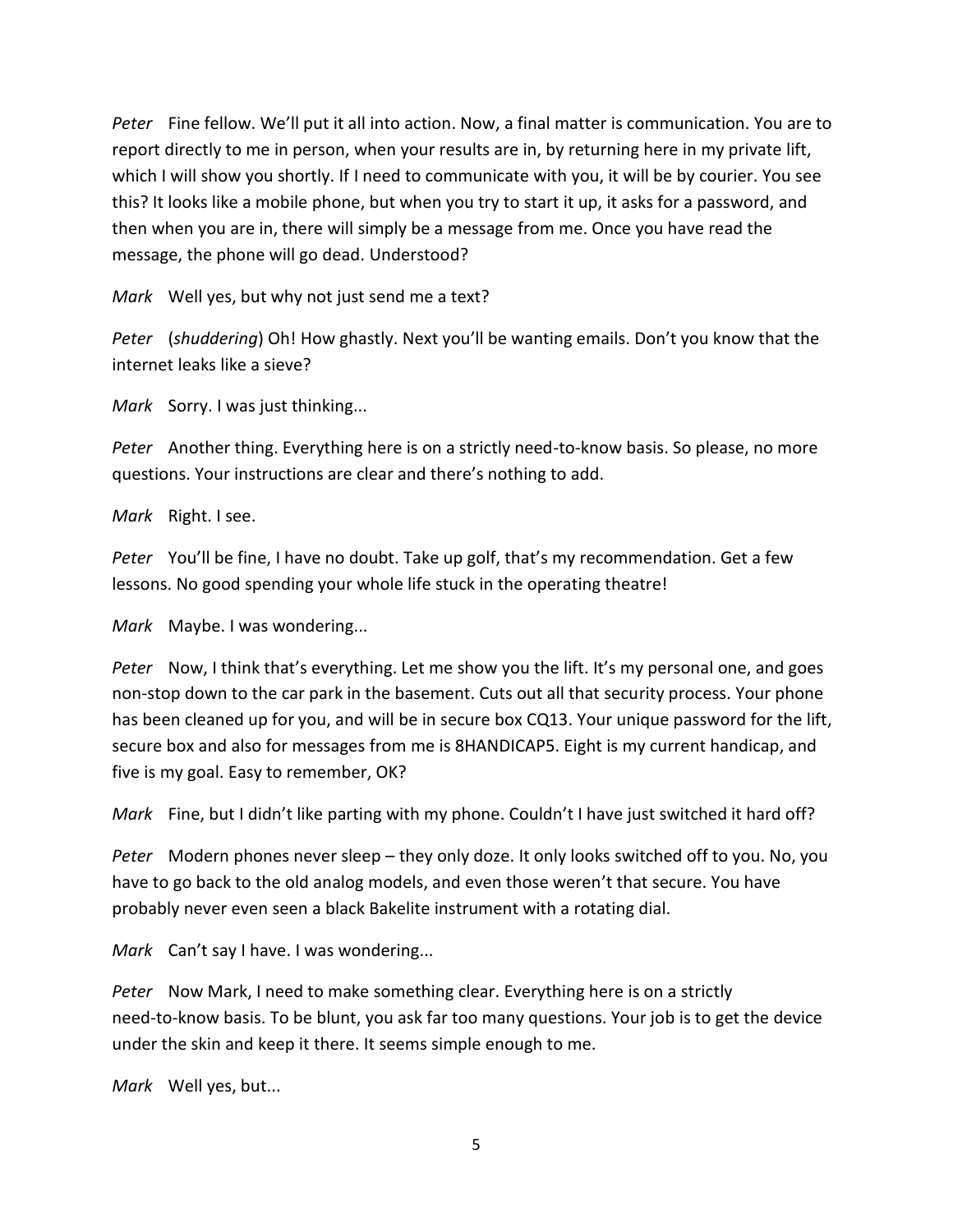*Peter* Fine fellow. We'll put it all into action. Now, a final matter is communication. You are to report directly to me in person, when your results are in, by returning here in my private lift, which I will show you shortly. If I need to communicate with you, it will be by courier. You see this? It looks like a mobile phone, but when you try to start it up, it asks for a password, and then when you are in, there will simply be a message from me. Once you have read the message, the phone will go dead. Understood?

*Mark* Well yes, but why not just send me a text?

*Peter* (*shuddering*) Oh! How ghastly. Next you'll be wanting emails. Don't you know that the internet leaks like a sieve?

*Mark* Sorry. I was just thinking...

*Peter* Another thing. Everything here is on a strictly need-to-know basis. So please, no more questions. Your instructions are clear and there's nothing to add.

*Mark* Right. I see.

*Peter* You'll be fine, I have no doubt. Take up golf, that's my recommendation. Get a few lessons. No good spending your whole life stuck in the operating theatre!

*Mark* Maybe. I was wondering...

*Peter* Now, I think that's everything. Let me show you the lift. It's my personal one, and goes non-stop down to the car park in the basement. Cuts out all that security process. Your phone has been cleaned up for you, and will be in secure box CQ13. Your unique password for the lift, secure box and also for messages from me is 8HANDICAP5. Eight is my current handicap, and five is my goal. Easy to remember, OK?

*Mark* Fine, but I didn't like parting with my phone. Couldn't I have just switched it hard off?

*Peter* Modern phones never sleep – they only doze. It only looks switched off to you. No, you have to go back to the old analog models, and even those weren't that secure. You have probably never even seen a black Bakelite instrument with a rotating dial.

*Mark* Can't say I have. I was wondering...

*Peter* Now Mark, I need to make something clear. Everything here is on a strictly need-to-know basis. To be blunt, you ask far too many questions. Your job is to get the device under the skin and keep it there. It seems simple enough to me.

*Mark* Well yes, but...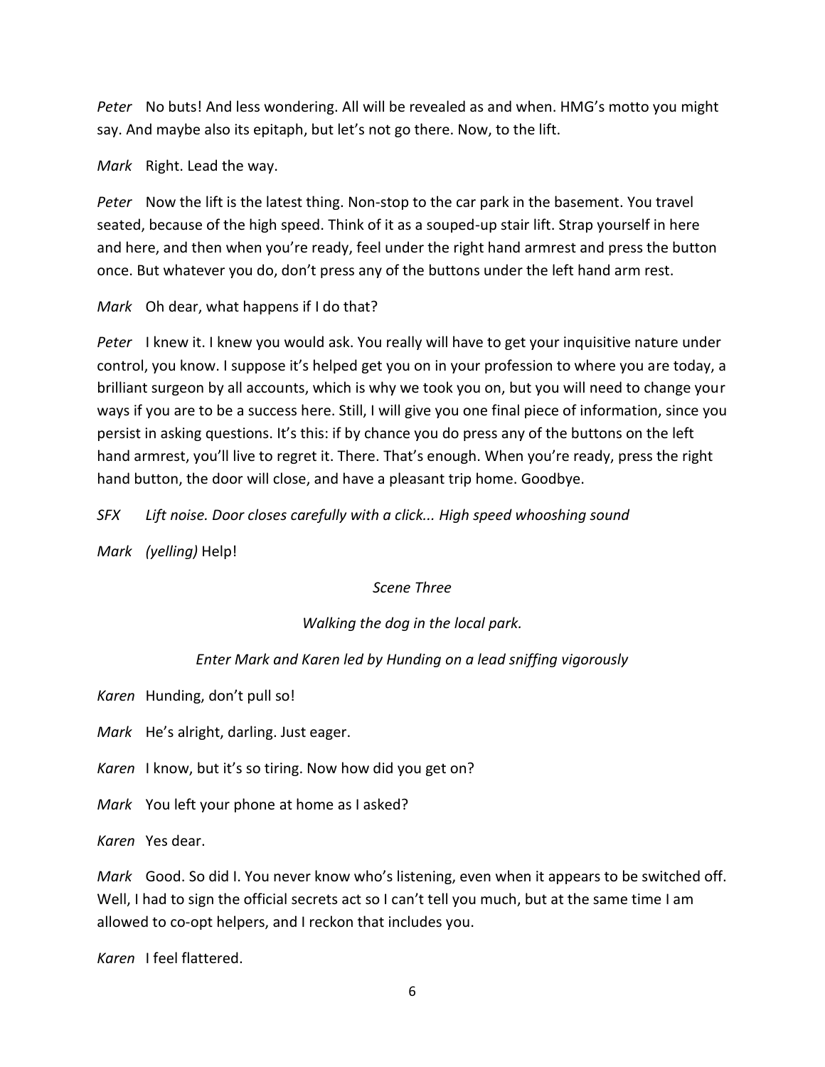*Peter* No buts! And less wondering. All will be revealed as and when. HMG's motto you might say. And maybe also its epitaph, but let's not go there. Now, to the lift.

*Mark* Right. Lead the way.

*Peter* Now the lift is the latest thing. Non-stop to the car park in the basement. You travel seated, because of the high speed. Think of it as a souped-up stair lift. Strap yourself in here and here, and then when you're ready, feel under the right hand armrest and press the button once. But whatever you do, don't press any of the buttons under the left hand arm rest.

*Mark* Oh dear, what happens if I do that?

*Peter* I knew it. I knew you would ask. You really will have to get your inquisitive nature under control, you know. I suppose it's helped get you on in your profession to where you are today, a brilliant surgeon by all accounts, which is why we took you on, but you will need to change your ways if you are to be a success here. Still, I will give you one final piece of information, since you persist in asking questions. It's this: if by chance you do press any of the buttons on the left hand armrest, you'll live to regret it. There. That's enough. When you're ready, press the right hand button, the door will close, and have a pleasant trip home. Goodbye.

*SFX* *Lift noise. Door closes carefully with a click... High speed whooshing sound*

*Mark* *(yelling)* Help!

*Scene Three*

*Walking the dog in the local park.*

*Enter Mark and Karen led by Hunding on a lead sniffing vigorously*

*Karen* Hunding, don't pull so!

*Mark* He's alright, darling. Just eager.

*Karen* I know, but it's so tiring. Now how did you get on?

*Mark* You left your phone at home as I asked?

*Karen* Yes dear.

*Mark* Good. So did I. You never know who's listening, even when it appears to be switched off. Well, I had to sign the official secrets act so I can't tell you much, but at the same time I am allowed to co-opt helpers, and I reckon that includes you.

*Karen* I feel flattered.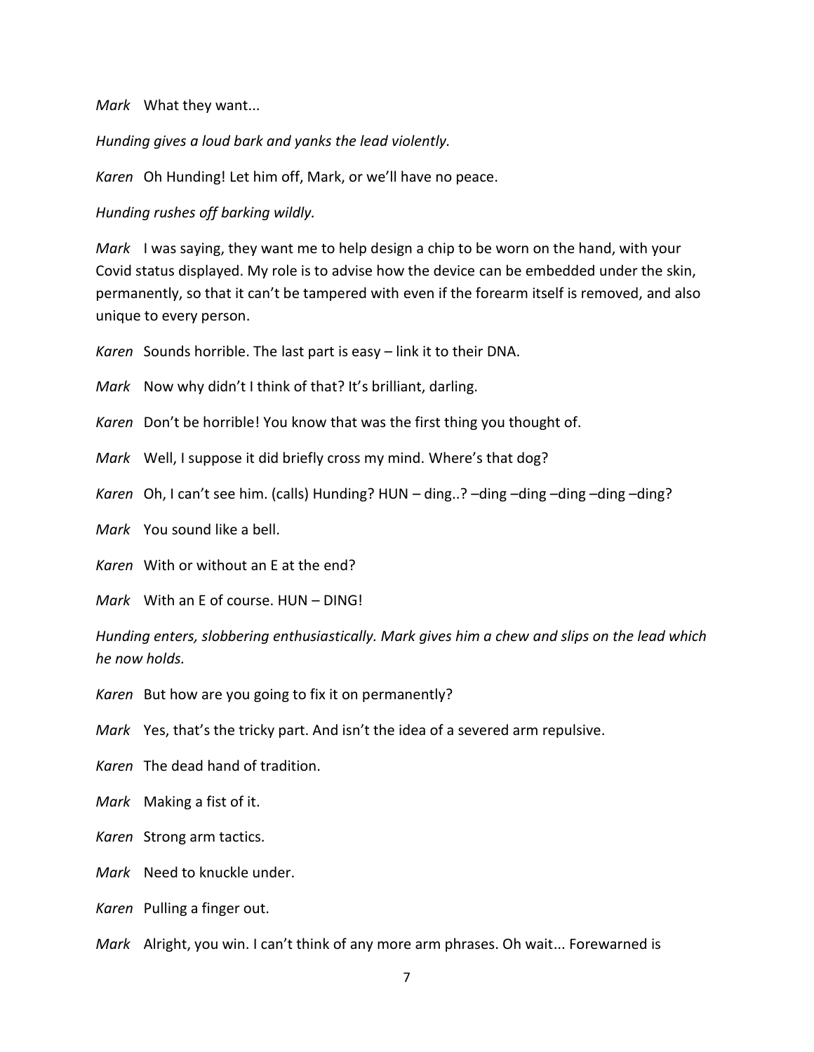*Mark* What they want...

*Hunding gives a loud bark and yanks the lead violently.*

*Karen* Oh Hunding! Let him off, Mark, or we'll have no peace.

*Hunding rushes off barking wildly.*

*Mark* I was saying, they want me to help design a chip to be worn on the hand, with your Covid status displayed. My role is to advise how the device can be embedded under the skin, permanently, so that it can't be tampered with even if the forearm itself is removed, and also unique to every person.

*Karen* Sounds horrible. The last part is easy – link it to their DNA.

*Mark* Now why didn't I think of that? It's brilliant, darling.

*Karen* Don't be horrible! You know that was the first thing you thought of.

*Mark* Well, I suppose it did briefly cross my mind. Where's that dog?

*Karen* Oh, I can't see him. (calls) Hunding? HUN – ding..? –ding –ding –ding –ding –ding?

*Mark* You sound like a bell.

*Karen* With or without an E at the end?

*Mark* With an E of course. HUN – DING!

*Hunding enters, slobbering enthusiastically. Mark gives him a chew and slips on the lead which he now holds.*

*Karen* But how are you going to fix it on permanently?

*Mark* Yes, that's the tricky part. And isn't the idea of a severed arm repulsive.

*Karen* The dead hand of tradition.

*Mark* Making a fist of it.

*Karen* Strong arm tactics.

*Mark* Need to knuckle under.

*Karen* Pulling a finger out.

*Mark* Alright, you win. I can't think of any more arm phrases. Oh wait... Forewarned is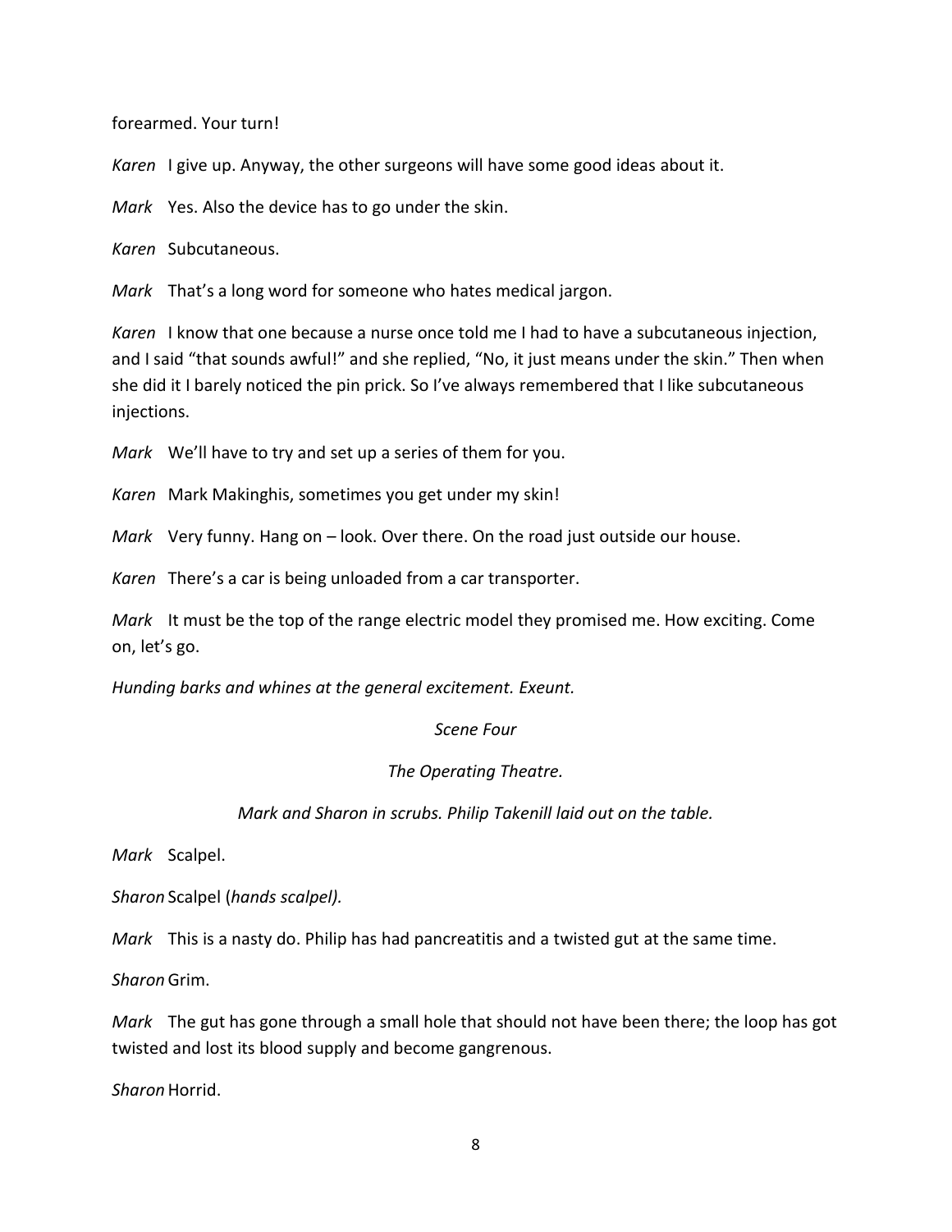forearmed. Your turn!

*Karen* I give up. Anyway, the other surgeons will have some good ideas about it.

*Mark* Yes. Also the device has to go under the skin.

*Karen* Subcutaneous.

*Mark* That's a long word for someone who hates medical jargon.

*Karen* I know that one because a nurse once told me I had to have a subcutaneous injection, and I said "that sounds awful!" and she replied, "No, it just means under the skin." Then when she did it I barely noticed the pin prick. So I've always remembered that I like subcutaneous injections.

*Mark* We'll have to try and set up a series of them for you.

*Karen* Mark Makinghis, sometimes you get under my skin!

*Mark* Very funny. Hang on – look. Over there. On the road just outside our house.

*Karen* There's a car is being unloaded from a car transporter.

*Mark* It must be the top of the range electric model they promised me. How exciting. Come on, let's go.

*Hunding barks and whines at the general excitement. Exeunt.*

*Scene Four*

*The Operating Theatre.*

*Mark and Sharon in scrubs. Philip Takenill laid out on the table.*

*Mark* Scalpel.

*Sharon* Scalpel (*hands scalpel).*

*Mark* This is a nasty do. Philip has had pancreatitis and a twisted gut at the same time.

*Sharon* Grim.

*Mark* The gut has gone through a small hole that should not have been there; the loop has got twisted and lost its blood supply and become gangrenous.

*Sharon* Horrid.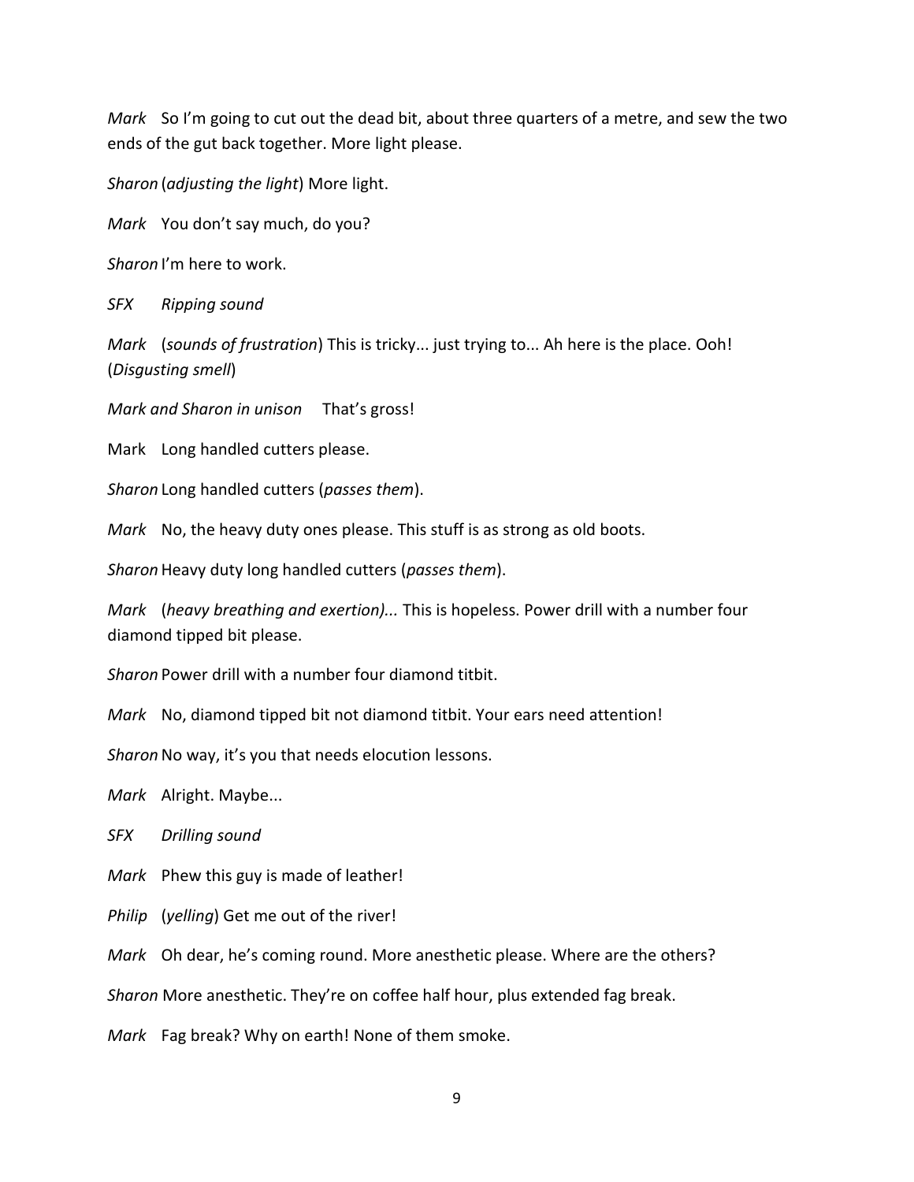*Mark* So I'm going to cut out the dead bit, about three quarters of a metre, and sew the two ends of the gut back together. More light please.

*Sharon* (*adjusting the light*) More light.

*Mark* You don't say much, do you?

*Sharon* I'm here to work.

*SFX* *Ripping sound*

*Mark* (*sounds of frustration*) This is tricky... just trying to... Ah here is the place. Ooh! (*Disgusting smell*)

*Mark and Sharon in unison* That's gross!

Mark Long handled cutters please.

*Sharon* Long handled cutters (*passes them*).

*Mark* No, the heavy duty ones please. This stuff is as strong as old boots.

*Sharon* Heavy duty long handled cutters (*passes them*).

*Mark* (*heavy breathing and exertion)...* This is hopeless. Power drill with a number four diamond tipped bit please.

*Sharon* Power drill with a number four diamond titbit.

*Mark* No, diamond tipped bit not diamond titbit. Your ears need attention!

*Sharon* No way, it's you that needs elocution lessons.

*Mark* Alright. Maybe...

*SFX* *Drilling sound*

*Mark* Phew this guy is made of leather!

*Philip* (*yelling*) Get me out of the river!

*Mark* Oh dear, he's coming round. More anesthetic please. Where are the others?

*Sharon* More anesthetic. They're on coffee half hour, plus extended fag break.

*Mark* Fag break? Why on earth! None of them smoke.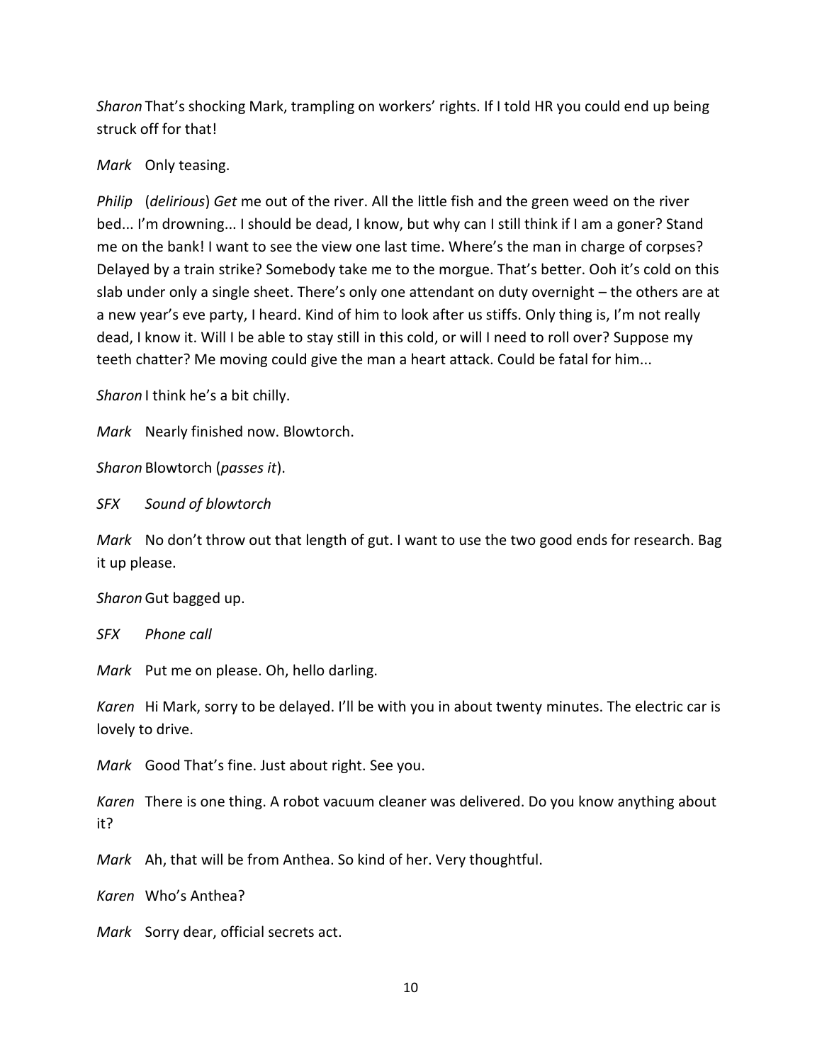*Sharon* That's shocking Mark, trampling on workers' rights. If I told HR you could end up being struck off for that!

*Mark* Only teasing.

*Philip* (*delirious*) *Get* me out of the river. All the little fish and the green weed on the river bed... I'm drowning... I should be dead, I know, but why can I still think if I am a goner? Stand me on the bank! I want to see the view one last time. Where's the man in charge of corpses? Delayed by a train strike? Somebody take me to the morgue. That's better. Ooh it's cold on this slab under only a single sheet. There's only one attendant on duty overnight – the others are at a new year's eve party, I heard. Kind of him to look after us stiffs. Only thing is, I'm not really dead, I know it. Will I be able to stay still in this cold, or will I need to roll over? Suppose my teeth chatter? Me moving could give the man a heart attack. Could be fatal for him...

*Sharon* I think he's a bit chilly.

*Mark* Nearly finished now. Blowtorch.

*Sharon* Blowtorch (*passes it*).

*SFX* *Sound of blowtorch*

*Mark* No don't throw out that length of gut. I want to use the two good ends for research. Bag it up please.

*Sharon* Gut bagged up.

*SFX* *Phone call*

*Mark* Put me on please. Oh, hello darling.

*Karen* Hi Mark, sorry to be delayed. I'll be with you in about twenty minutes. The electric car is lovely to drive.

*Mark* Good That's fine. Just about right. See you.

*Karen* There is one thing. A robot vacuum cleaner was delivered. Do you know anything about it?

*Mark* Ah, that will be from Anthea. So kind of her. Very thoughtful.

*Karen* Who's Anthea?

*Mark* Sorry dear, official secrets act.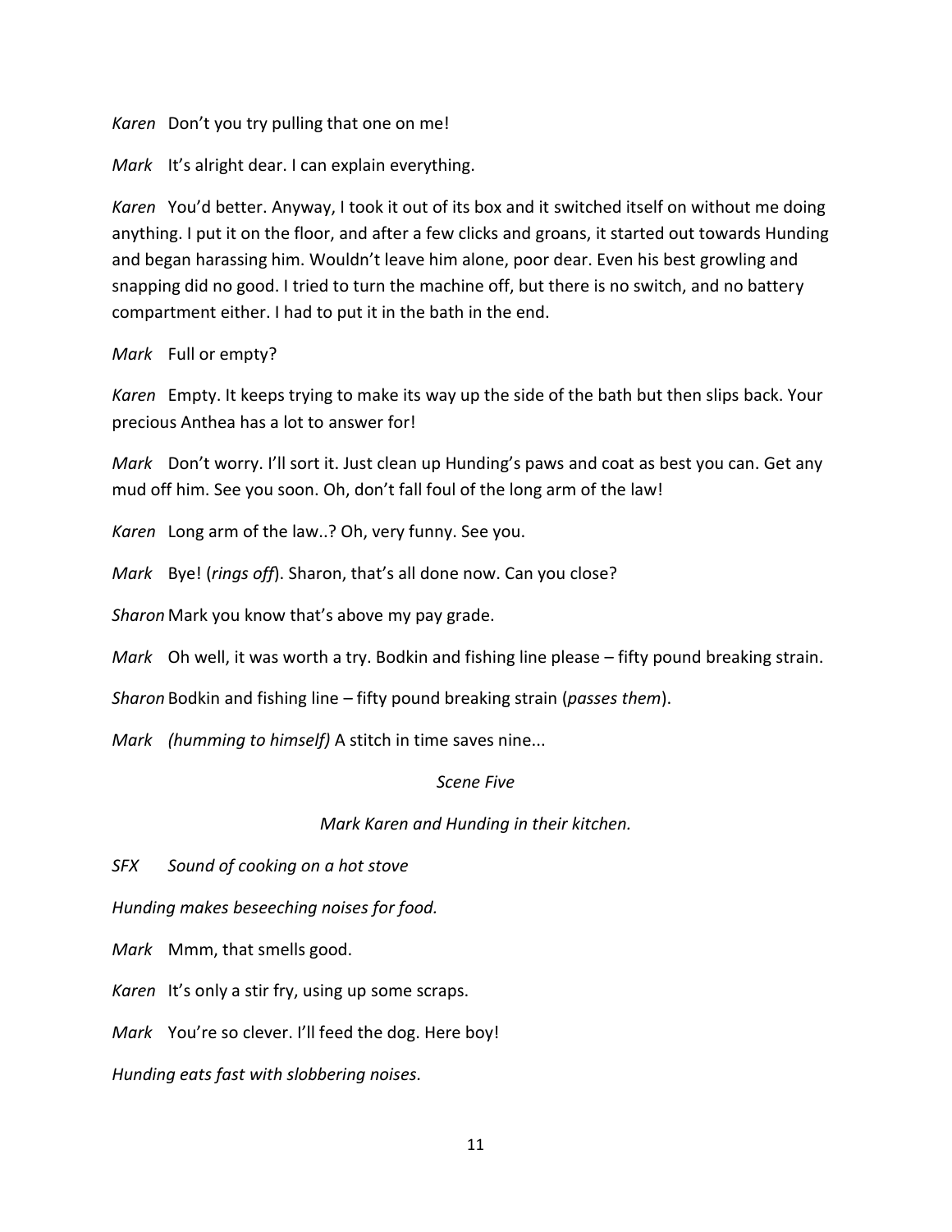*Karen* Don't you try pulling that one on me!

*Mark* It's alright dear. I can explain everything.

*Karen* You'd better. Anyway, I took it out of its box and it switched itself on without me doing anything. I put it on the floor, and after a few clicks and groans, it started out towards Hunding and began harassing him. Wouldn't leave him alone, poor dear. Even his best growling and snapping did no good. I tried to turn the machine off, but there is no switch, and no battery compartment either. I had to put it in the bath in the end.

*Mark* Full or empty?

*Karen* Empty. It keeps trying to make its way up the side of the bath but then slips back. Your precious Anthea has a lot to answer for!

*Mark* Don't worry. I'll sort it. Just clean up Hunding's paws and coat as best you can. Get any mud off him. See you soon. Oh, don't fall foul of the long arm of the law!

*Karen* Long arm of the law..? Oh, very funny. See you.

*Mark* Bye! (*rings off*). Sharon, that's all done now. Can you close?

*Sharon* Mark you know that's above my pay grade.

*Mark* Oh well, it was worth a try. Bodkin and fishing line please – fifty pound breaking strain.

*Sharon* Bodkin and fishing line – fifty pound breaking strain (*passes them*).

*Mark* *(humming to himself)* A stitch in time saves nine...

*Scene Five*

*Mark Karen and Hunding in their kitchen.*

*SFX* *Sound of cooking on a hot stove*

*Hunding makes beseeching noises for food.*

*Mark* Mmm, that smells good.

*Karen* It's only a stir fry, using up some scraps.

*Mark* You're so clever. I'll feed the dog. Here boy!

*Hunding eats fast with slobbering noises.*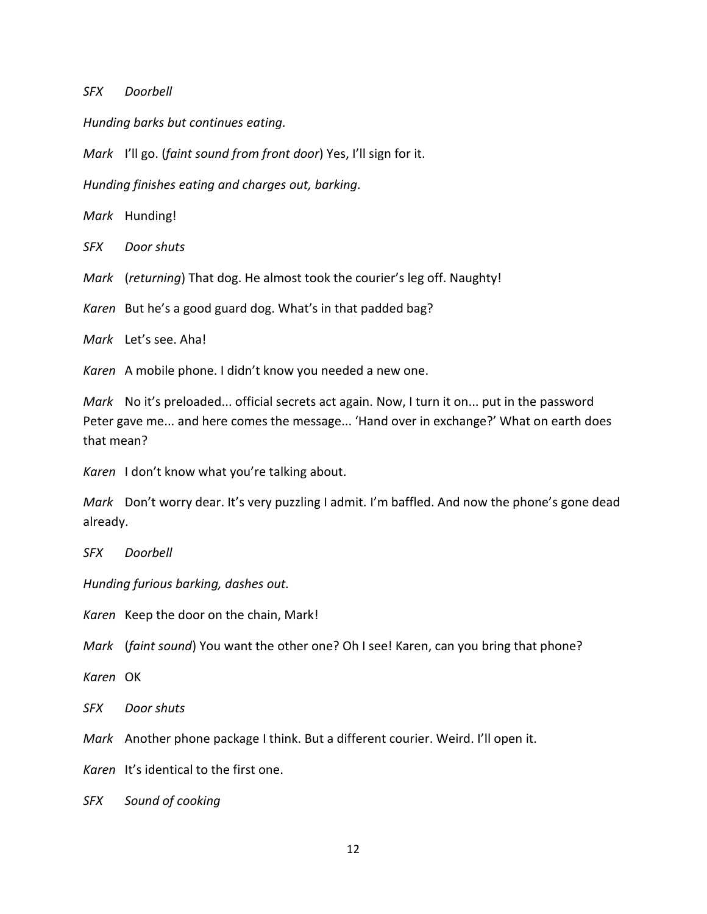*SFX Doorbell*

*Hunding barks but continues eating.*

*Mark* I'll go. (*faint sound from front door*) Yes, I'll sign for it.

*Hunding finishes eating and charges out, barking.*

*Mark* Hunding!

*SFX Door shuts*

*Mark* (*returning*) That dog. He almost took the courier's leg off. Naughty!

*Karen* But he's a good guard dog. What's in that padded bag?

*Mark* Let's see. Aha!

*Karen* A mobile phone. I didn't know you needed a new one.

*Mark* No it's preloaded... official secrets act again. Now, I turn it on... put in the password Peter gave me... and here comes the message... 'Hand over in exchange?' What on earth does that mean?

*Karen* I don't know what you're talking about.

*Mark* Don't worry dear. It's very puzzling I admit. I'm baffled. And now the phone's gone dead already.

*SFX Doorbell*

*Hunding furious barking, dashes out.*

*Karen* Keep the door on the chain, Mark!

*Mark* (*faint sound*) You want the other one? Oh I see! Karen, can you bring that phone?

*Karen* OK

*SFX Door shuts*

*Mark* Another phone package I think. But a different courier. Weird. I'll open it.

*Karen* It's identical to the first one.

*SFX Sound of cooking*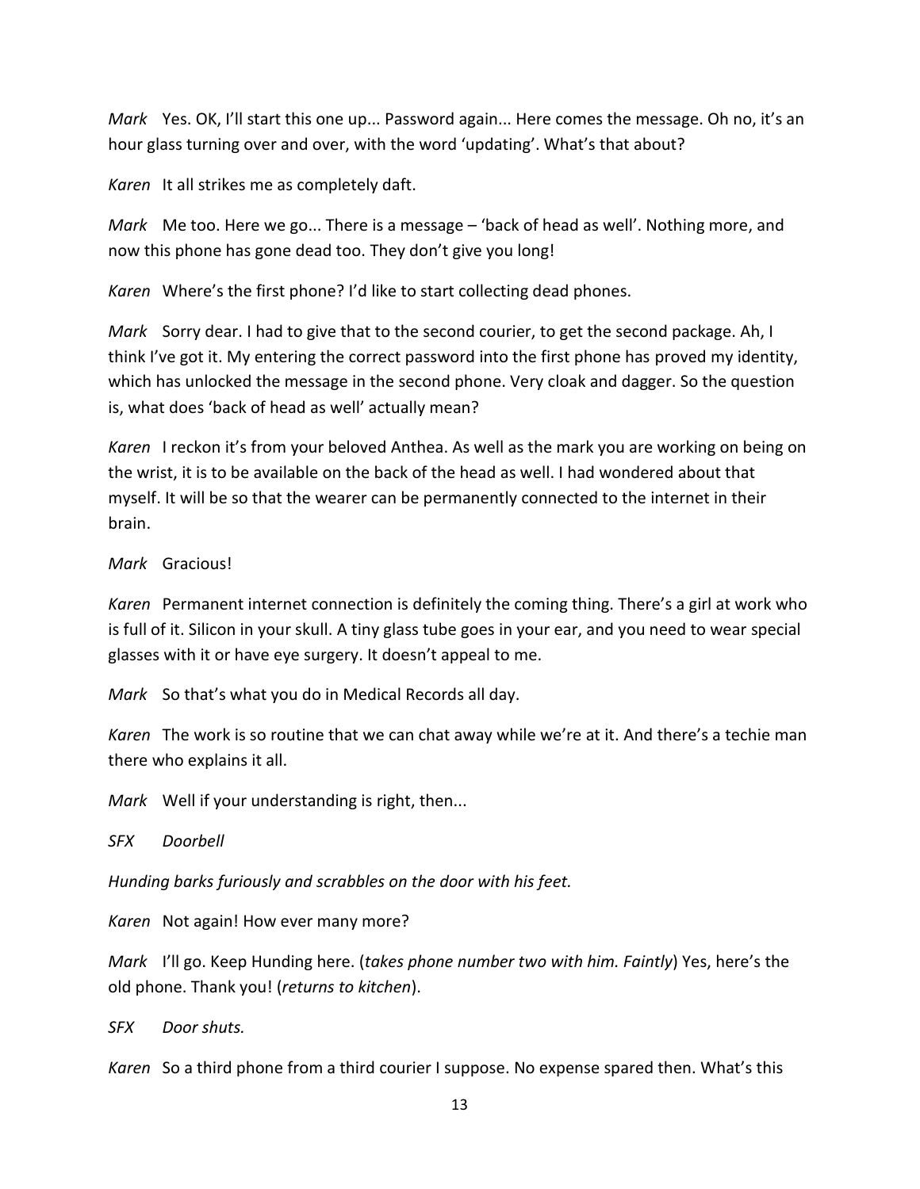*Mark* Yes. OK, I'll start this one up... Password again... Here comes the message. Oh no, it's an hour glass turning over and over, with the word 'updating'. What's that about?

*Karen* It all strikes me as completely daft.

*Mark* Me too. Here we go... There is a message – 'back of head as well'. Nothing more, and now this phone has gone dead too. They don't give you long!

*Karen* Where's the first phone? I'd like to start collecting dead phones.

*Mark* Sorry dear. I had to give that to the second courier, to get the second package. Ah, I think I've got it. My entering the correct password into the first phone has proved my identity, which has unlocked the message in the second phone. Very cloak and dagger. So the question is, what does 'back of head as well' actually mean?

*Karen* I reckon it's from your beloved Anthea. As well as the mark you are working on being on the wrist, it is to be available on the back of the head as well. I had wondered about that myself. It will be so that the wearer can be permanently connected to the internet in their brain.

*Mark* Gracious!

*Karen* Permanent internet connection is definitely the coming thing. There's a girl at work who is full of it. Silicon in your skull. A tiny glass tube goes in your ear, and you need to wear special glasses with it or have eye surgery. It doesn't appeal to me.

*Mark* So that's what you do in Medical Records all day.

*Karen* The work is so routine that we can chat away while we're at it. And there's a techie man there who explains it all.

*Mark* Well if your understanding is right, then...

*SFX* *Doorbell*

*Hunding barks furiously and scrabbles on the door with his feet.*

*Karen* Not again! How ever many more?

*Mark* I'll go. Keep Hunding here. (*takes phone number two with him. Faintly*) Yes, here's the old phone. Thank you! (*returns to kitchen*).

*SFX* *Door shuts.*

*Karen* So a third phone from a third courier I suppose. No expense spared then. What's this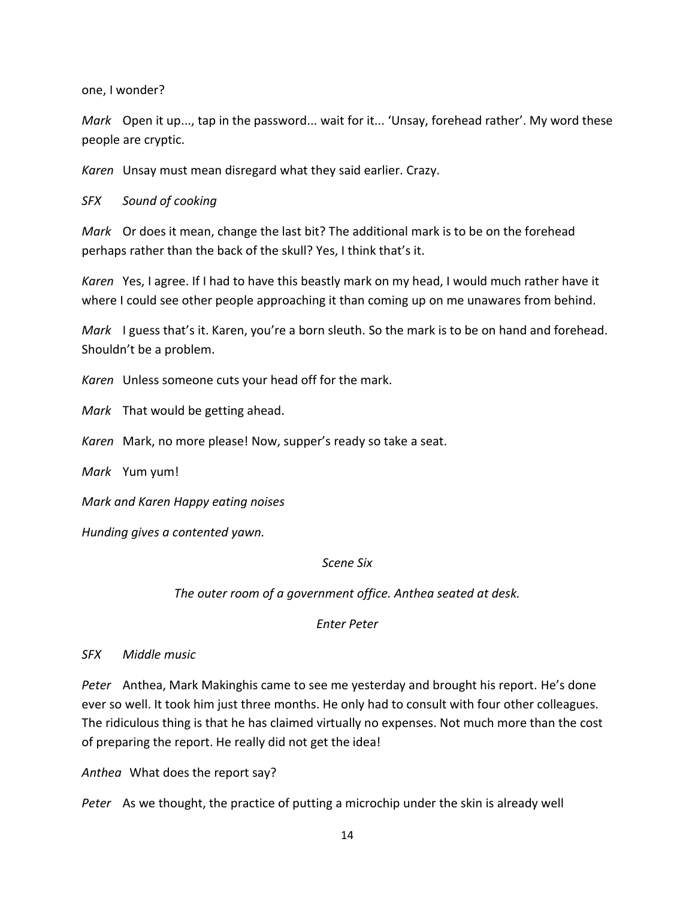one, I wonder?

*Mark* Open it up..., tap in the password... wait for it... 'Unsay, forehead rather'. My word these people are cryptic.

*Karen* Unsay must mean disregard what they said earlier. Crazy.

*SFX* *Sound of cooking*

*Mark* Or does it mean, change the last bit? The additional mark is to be on the forehead perhaps rather than the back of the skull? Yes, I think that's it.

*Karen* Yes, I agree. If I had to have this beastly mark on my head, I would much rather have it where I could see other people approaching it than coming up on me unawares from behind.

*Mark* I guess that's it. Karen, you're a born sleuth. So the mark is to be on hand and forehead. Shouldn't be a problem.

*Karen* Unless someone cuts your head off for the mark.

*Mark* That would be getting ahead.

*Karen* Mark, no more please! Now, supper's ready so take a seat.

*Mark* Yum yum!

*Mark and Karen Happy eating noises*

*Hunding gives a contented yawn.*

*Scene Six*

*The outer room of a government office. Anthea seated at desk.*

*Enter Peter*

*SFX* *Middle music*

*Peter* Anthea, Mark Makinghis came to see me yesterday and brought his report. He's done ever so well. It took him just three months. He only had to consult with four other colleagues. The ridiculous thing is that he has claimed virtually no expenses. Not much more than the cost of preparing the report. He really did not get the idea!

*Anthea* What does the report say?

*Peter* As we thought, the practice of putting a microchip under the skin is already well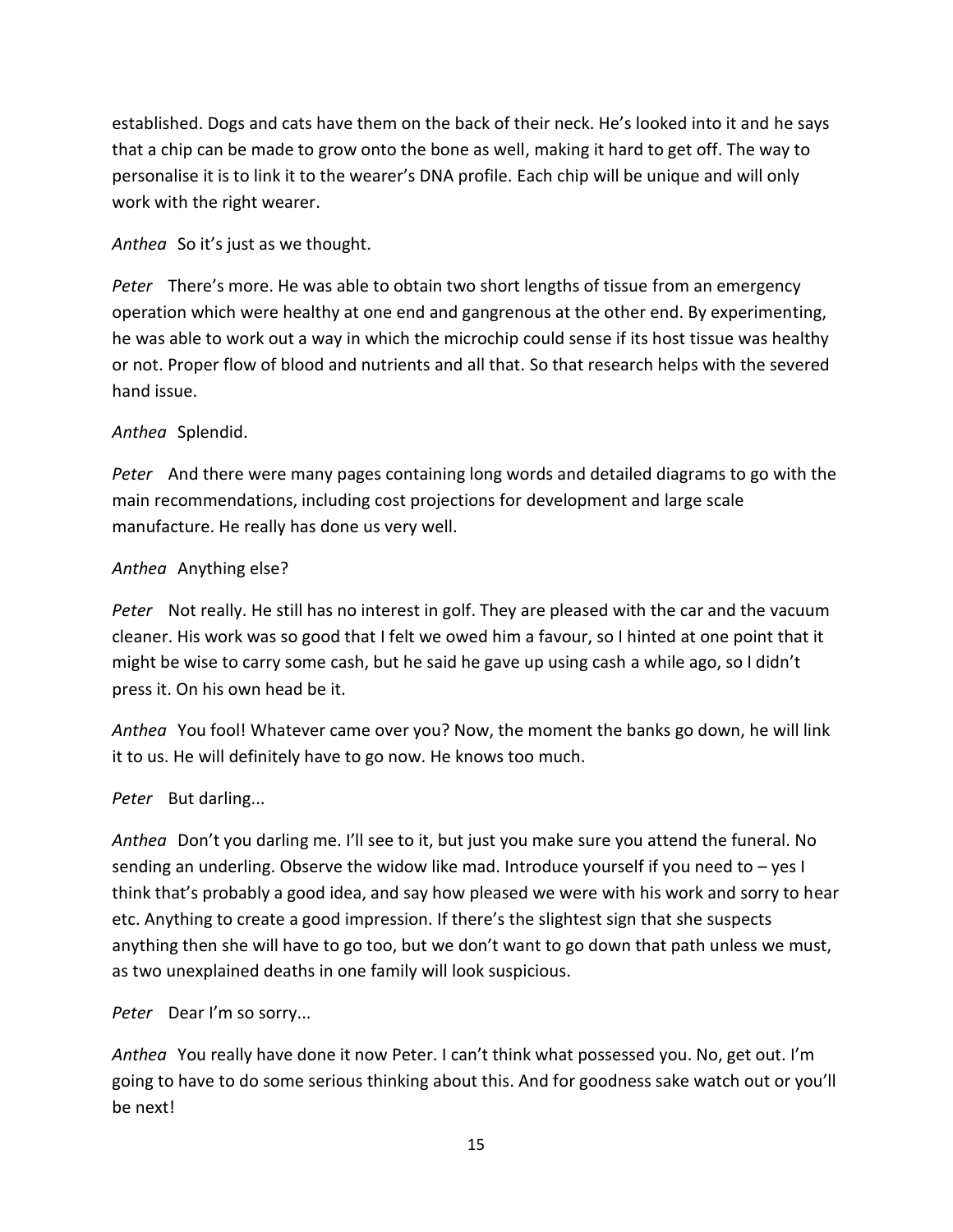established. Dogs and cats have them on the back of their neck. He's looked into it and he says that a chip can be made to grow onto the bone as well, making it hard to get off. The way to personalise it is to link it to the wearer's DNA profile. Each chip will be unique and will only work with the right wearer.

*Anthea* So it's just as we thought.

*Peter* There's more. He was able to obtain two short lengths of tissue from an emergency operation which were healthy at one end and gangrenous at the other end. By experimenting, he was able to work out a way in which the microchip could sense if its host tissue was healthy or not. Proper flow of blood and nutrients and all that. So that research helps with the severed hand issue.

*Anthea* Splendid.

*Peter* And there were many pages containing long words and detailed diagrams to go with the main recommendations, including cost projections for development and large scale manufacture. He really has done us very well.

*Anthea* Anything else?

*Peter* Not really. He still has no interest in golf. They are pleased with the car and the vacuum cleaner. His work was so good that I felt we owed him a favour, so I hinted at one point that it might be wise to carry some cash, but he said he gave up using cash a while ago, so I didn't press it. On his own head be it.

*Anthea* You fool! Whatever came over you? Now, the moment the banks go down, he will link it to us. He will definitely have to go now. He knows too much.

*Peter* But darling...

*Anthea* Don't you darling me. I'll see to it, but just you make sure you attend the funeral. No sending an underling. Observe the widow like mad. Introduce yourself if you need to – yes I think that's probably a good idea, and say how pleased we were with his work and sorry to hear etc. Anything to create a good impression. If there's the slightest sign that she suspects anything then she will have to go too, but we don't want to go down that path unless we must, as two unexplained deaths in one family will look suspicious.

*Peter* Dear I'm so sorry...

*Anthea* You really have done it now Peter. I can't think what possessed you. No, get out. I'm going to have to do some serious thinking about this. And for goodness sake watch out or you'll be next!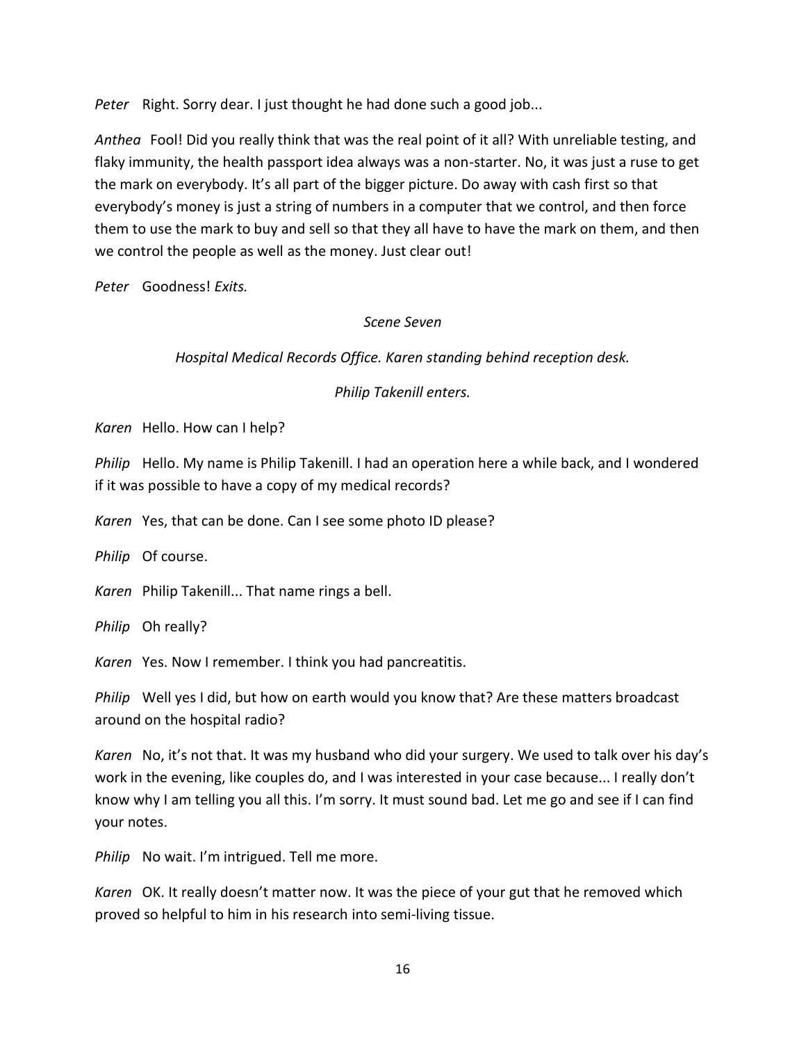*Peter* Right. Sorry dear. I just thought he had done such a good job...

*Anthea* Fool! Did you really think that was the real point of it all? With unreliable testing, and flaky immunity, the health passport idea always was a non-starter. No, it was just a ruse to get the mark on everybody. It's all part of the bigger picture. Do away with cash first so that everybody's money is just a string of numbers in a computer that we control, and then force them to use the mark to buy and sell so that they all have to have the mark on them, and then we control the people as well as the money. Just clear out!

*Peter* Goodness! *Exits.*

*Scene Seven*

*Hospital Medical Records Office. Karen standing behind reception desk.*

*Philip Takenill enters.*

*Karen* Hello. How can I help?

*Philip* Hello. My name is Philip Takenill. I had an operation here a while back, and I wondered if it was possible to have a copy of my medical records?

*Karen* Yes, that can be done. Can I see some photo ID please?

*Philip* Of course.

*Karen* Philip Takenill... That name rings a bell.

*Philip* Oh really?

*Karen* Yes. Now I remember. I think you had pancreatitis.

*Philip* Well yes I did, but how on earth would you know that? Are these matters broadcast around on the hospital radio?

*Karen* No, it's not that. It was my husband who did your surgery. We used to talk over his day's work in the evening, like couples do, and I was interested in your case because... I really don't know why I am telling you all this. I'm sorry. It must sound bad. Let me go and see if I can find your notes.

*Philip* No wait. I'm intrigued. Tell me more.

*Karen* OK. It really doesn't matter now. It was the piece of your gut that he removed which proved so helpful to him in his research into semi-living tissue.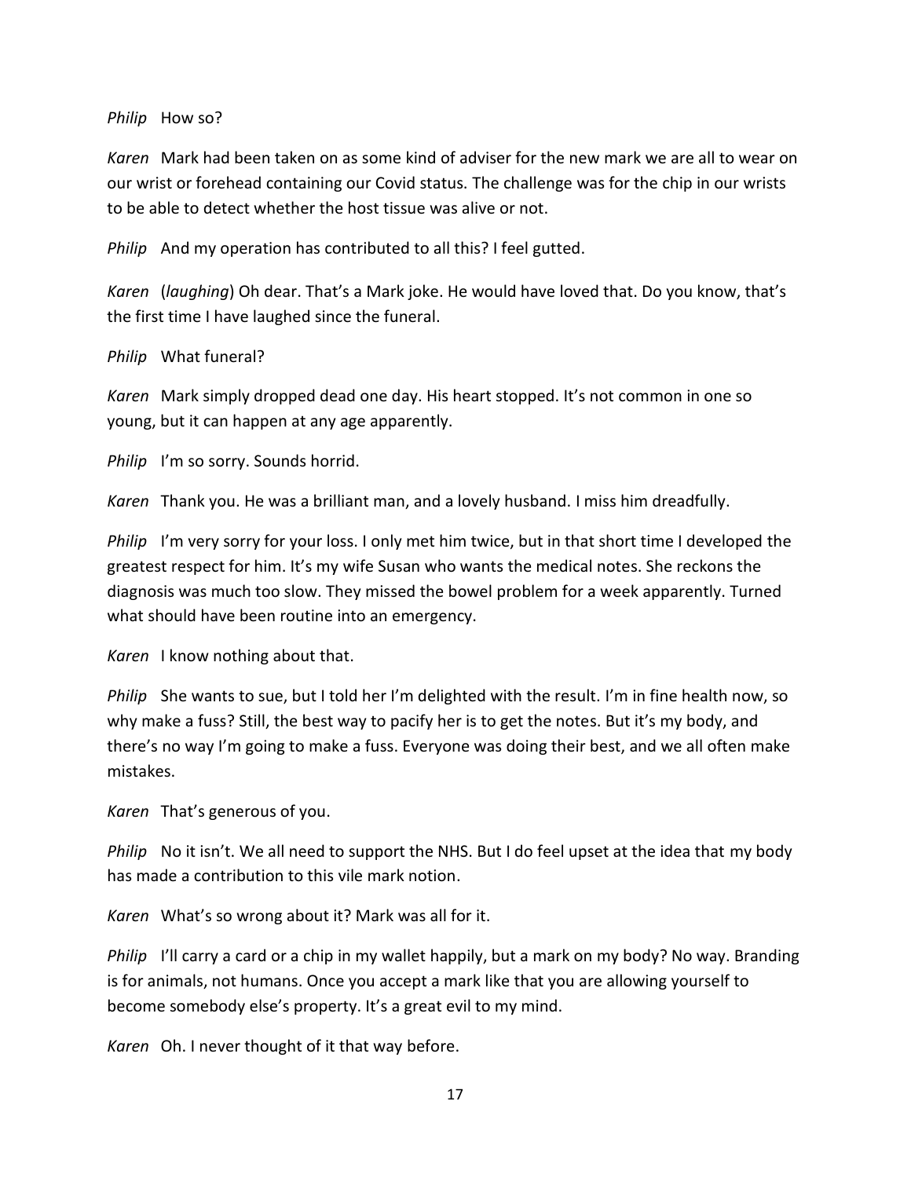*Philip* How so?

*Karen* Mark had been taken on as some kind of adviser for the new mark we are all to wear on our wrist or forehead containing our Covid status. The challenge was for the chip in our wrists to be able to detect whether the host tissue was alive or not.

*Philip* And my operation has contributed to all this? I feel gutted.

*Karen* (*laughing*) Oh dear. That's a Mark joke. He would have loved that. Do you know, that's the first time I have laughed since the funeral.

*Philip* What funeral?

*Karen* Mark simply dropped dead one day. His heart stopped. It's not common in one so young, but it can happen at any age apparently.

*Philip* I'm so sorry. Sounds horrid.

*Karen* Thank you. He was a brilliant man, and a lovely husband. I miss him dreadfully.

*Philip* I'm very sorry for your loss. I only met him twice, but in that short time I developed the greatest respect for him. It's my wife Susan who wants the medical notes. She reckons the diagnosis was much too slow. They missed the bowel problem for a week apparently. Turned what should have been routine into an emergency.

*Karen* I know nothing about that.

*Philip* She wants to sue, but I told her I'm delighted with the result. I'm in fine health now, so why make a fuss? Still, the best way to pacify her is to get the notes. But it's my body, and there's no way I'm going to make a fuss. Everyone was doing their best, and we all often make mistakes.

*Karen* That's generous of you.

*Philip* No it isn't. We all need to support the NHS. But I do feel upset at the idea that my body has made a contribution to this vile mark notion.

*Karen* What's so wrong about it? Mark was all for it.

*Philip* I'll carry a card or a chip in my wallet happily, but a mark on my body? No way. Branding is for animals, not humans. Once you accept a mark like that you are allowing yourself to become somebody else's property. It's a great evil to my mind.

*Karen* Oh. I never thought of it that way before.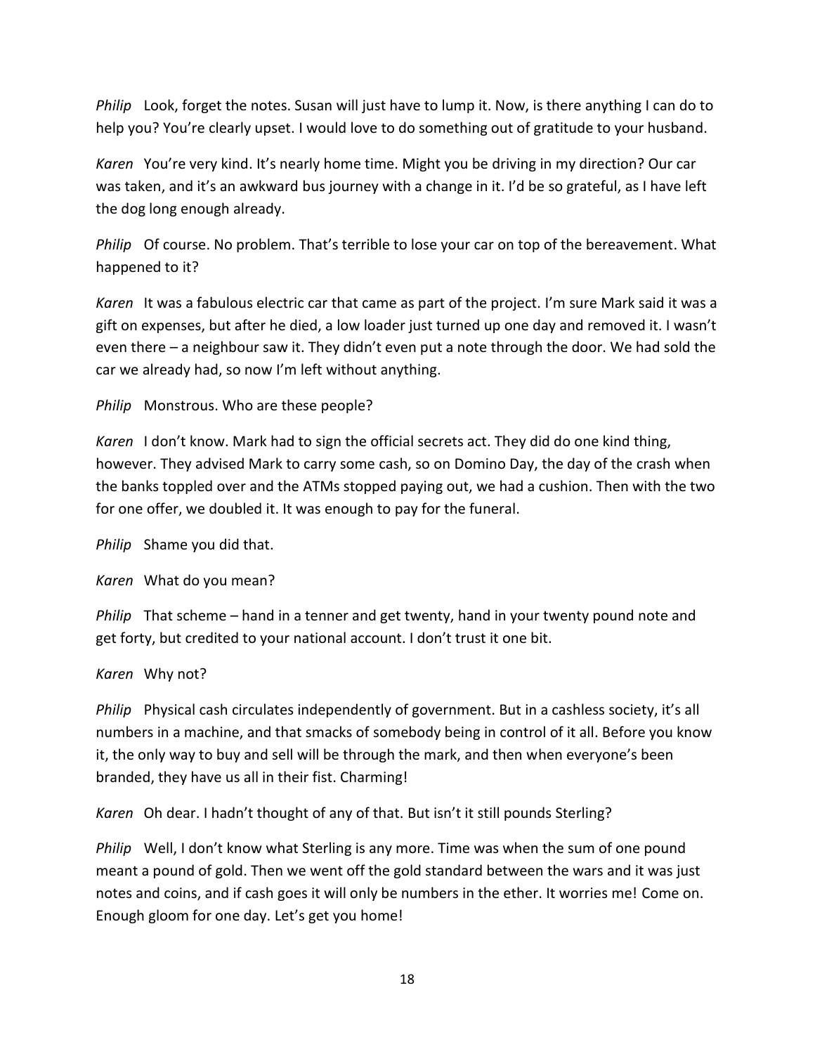*Philip*   Look, forget the notes. Susan will just have to lump it. Now, is there anything I can do to help you? You're clearly upset. I would love to do something out of gratitude to your husband.

*Karen*   You're very kind. It's nearly home time. Might you be driving in my direction? Our car was taken, and it's an awkward bus journey with a change in it. I'd be so grateful, as I have left the dog long enough already.

*Philip*   Of course. No problem. That's terrible to lose your car on top of the bereavement. What happened to it?

*Karen*   It was a fabulous electric car that came as part of the project. I'm sure Mark said it was a gift on expenses, but after he died, a low loader just turned up one day and removed it. I wasn't even there – a neighbour saw it. They didn't even put a note through the door. We had sold the car we already had, so now I'm left without anything.

*Philip*   Monstrous. Who are these people?

*Karen*   I don't know. Mark had to sign the official secrets act. They did do one kind thing, however. They advised Mark to carry some cash, so on Domino Day, the day of the crash when the banks toppled over and the ATMs stopped paying out, we had a cushion. Then with the two for one offer, we doubled it. It was enough to pay for the funeral.

*Philip*   Shame you did that.

*Karen*   What do you mean?

*Philip*   That scheme – hand in a tenner and get twenty, hand in your twenty pound note and get forty, but credited to your national account. I don't trust it one bit.

*Karen*   Why not?

*Philip*   Physical cash circulates independently of government. But in a cashless society, it's all numbers in a machine, and that smacks of somebody being in control of it all. Before you know it, the only way to buy and sell will be through the mark, and then when everyone's been branded, they have us all in their fist. Charming!

*Karen*   Oh dear. I hadn't thought of any of that. But isn't it still pounds Sterling?

*Philip*   Well, I don't know what Sterling is any more. Time was when the sum of one pound meant a pound of gold. Then we went off the gold standard between the wars and it was just notes and coins, and if cash goes it will only be numbers in the ether. It worries me! Come on. Enough gloom for one day. Let's get you home!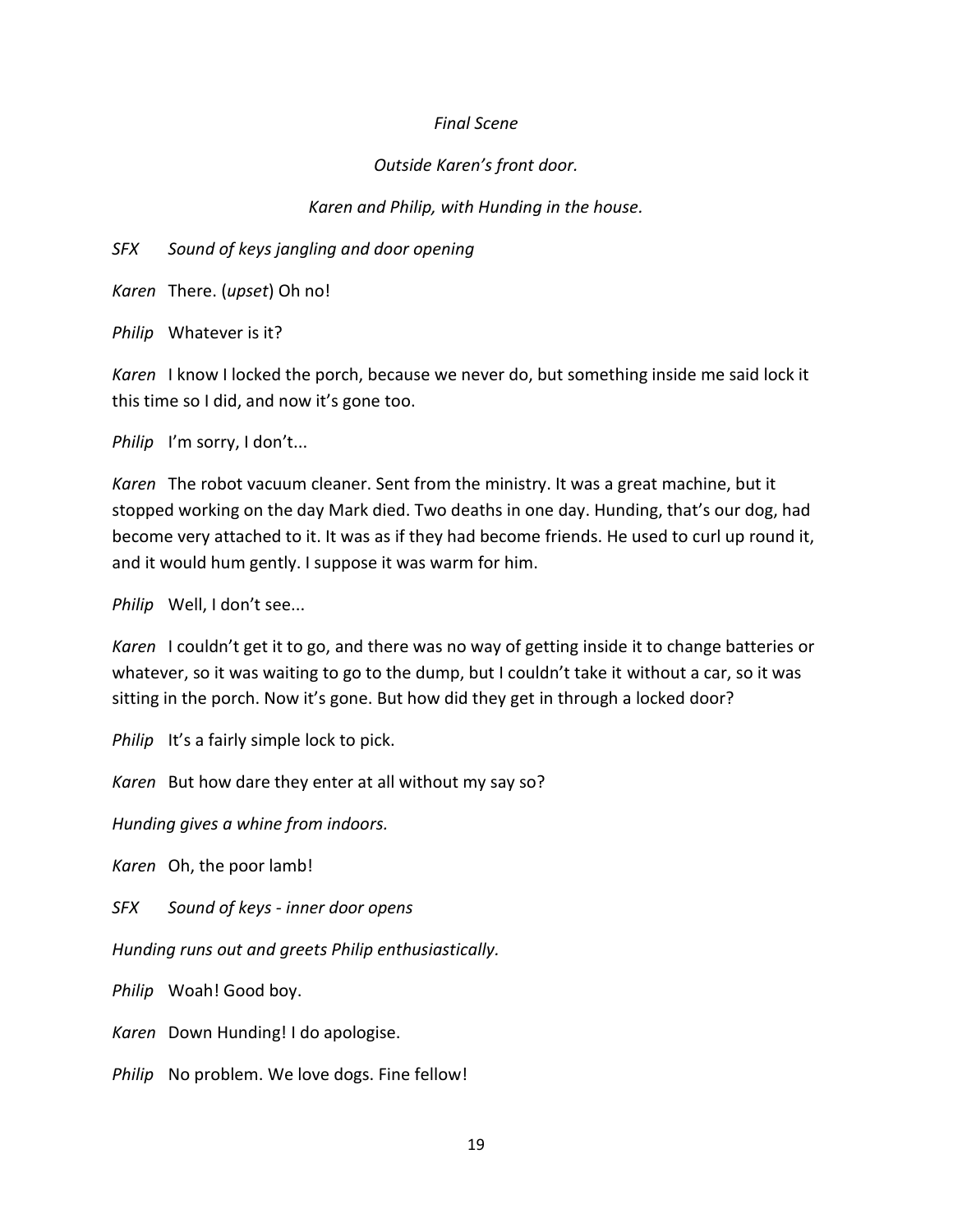*Final Scene*

*Outside Karen's front door.*

*Karen and Philip, with Hunding in the house.*

*SFX* *Sound of keys jangling and door opening*

*Karen* There. (*upset*) Oh no!

*Philip* Whatever is it?

*Karen* I know I locked the porch, because we never do, but something inside me said lock it this time so I did, and now it's gone too.

*Philip* I'm sorry, I don't...

*Karen* The robot vacuum cleaner. Sent from the ministry. It was a great machine, but it stopped working on the day Mark died. Two deaths in one day. Hunding, that's our dog, had become very attached to it. It was as if they had become friends. He used to curl up round it, and it would hum gently. I suppose it was warm for him.

*Philip* Well, I don't see...

*Karen* I couldn't get it to go, and there was no way of getting inside it to change batteries or whatever, so it was waiting to go to the dump, but I couldn't take it without a car, so it was sitting in the porch. Now it's gone. But how did they get in through a locked door?

*Philip* It's a fairly simple lock to pick.

*Karen* But how dare they enter at all without my say so?

*Hunding gives a whine from indoors.*

*Karen* Oh, the poor lamb!

*SFX* *Sound of keys - inner door opens*

*Hunding runs out and greets Philip enthusiastically.*

*Philip* Woah! Good boy.

*Karen* Down Hunding! I do apologise.

*Philip* No problem. We love dogs. Fine fellow!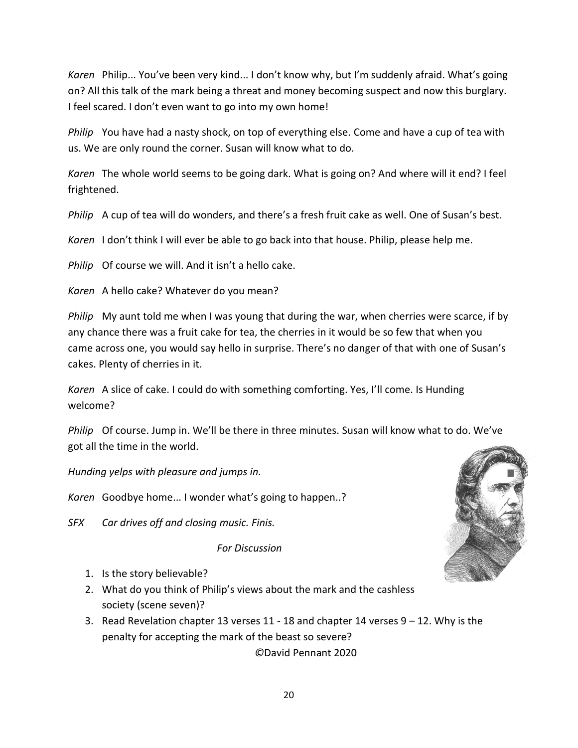*Karen* Philip... You've been very kind... I don't know why, but I'm suddenly afraid. What's going on? All this talk of the mark being a threat and money becoming suspect and now this burglary. I feel scared. I don't even want to go into my own home!

*Philip* You have had a nasty shock, on top of everything else. Come and have a cup of tea with us. We are only round the corner. Susan will know what to do.

*Karen* The whole world seems to be going dark. What is going on? And where will it end? I feel frightened.

*Philip* A cup of tea will do wonders, and there's a fresh fruit cake as well. One of Susan's best.

*Karen* I don't think I will ever be able to go back into that house. Philip, please help me.

*Philip* Of course we will. And it isn't a hello cake.

*Karen* A hello cake? Whatever do you mean?

*Philip* My aunt told me when I was young that during the war, when cherries were scarce, if by any chance there was a fruit cake for tea, the cherries in it would be so few that when you came across one, you would say hello in surprise. There's no danger of that with one of Susan's cakes. Plenty of cherries in it.

*Karen* A slice of cake. I could do with something comforting. Yes, I'll come. Is Hunding welcome?

*Philip* Of course. Jump in. We'll be there in three minutes. Susan will know what to do. We've got all the time in the world.

*Hunding yelps with pleasure and jumps in.*

*Karen* Goodbye home... I wonder what's going to happen..?

*SFX* *Car drives off and closing music. Finis.*

*For Discussion*

1. Is the story believable?
2. What do you think of Philip's views about the mark and the cashless society (scene seven)?
3. Read Revelation chapter 13 verses 11 - 18 and chapter 14 verses 9 – 12. Why is the penalty for accepting the mark of the beast so severe?

©David Pennant 2020